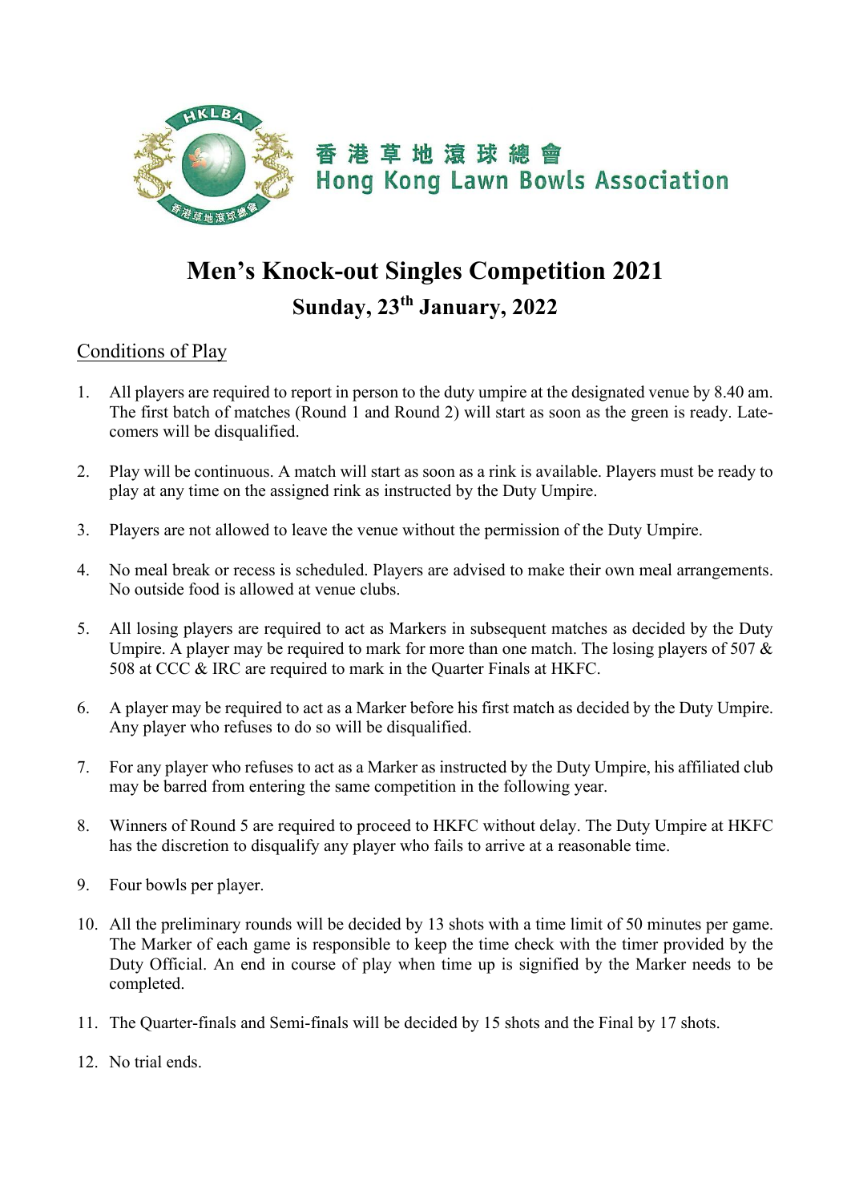香港草地滾球總會
Hong Kong Lawn Bowls Association

# Men's Knock-out Singles Competition 2021

## Sunday, 23th January, 2022

Conditions of Play

1. All players are required to report in person to the duty umpire at the designated venue by 8.40 am. The first batch of matches (Round 1 and Round 2) will start as soon as the green is ready. Late-comers will be disqualified.

2. Play will be continuous. A match will start as soon as a rink is available. Players must be ready to play at any time on the assigned rink as instructed by the Duty Umpire.

3. Players are not allowed to leave the venue without the permission of the Duty Umpire.

4. No meal break or recess is scheduled. Players are advised to make their own meal arrangements. No outside food is allowed at venue clubs.

5. All losing players are required to act as Markers in subsequent matches as decided by the Duty Umpire. A player may be required to mark for more than one match. The losing players of 507 & 508 at CCC & IRC are required to mark in the Quarter Finals at HKFC.

6. A player may be required to act as a Marker before his first match as decided by the Duty Umpire. Any player who refuses to do so will be disqualified.

7. For any player who refuses to act as a Marker as instructed by the Duty Umpire, his affiliated club may be barred from entering the same competition in the following year.

8. Winners of Round 5 are required to proceed to HKFC without delay. The Duty Umpire at HKFC has the discretion to disqualify any player who fails to arrive at a reasonable time.

9. Four bowls per player.

10. All the preliminary rounds will be decided by 13 shots with a time limit of 50 minutes per game. The Marker of each game is responsible to keep the time check with the timer provided by the Duty Official. An end in course of play when time up is signified by the Marker needs to be completed.

11. The Quarter-finals and Semi-finals will be decided by 15 shots and the Final by 17 shots.

12. No trial ends.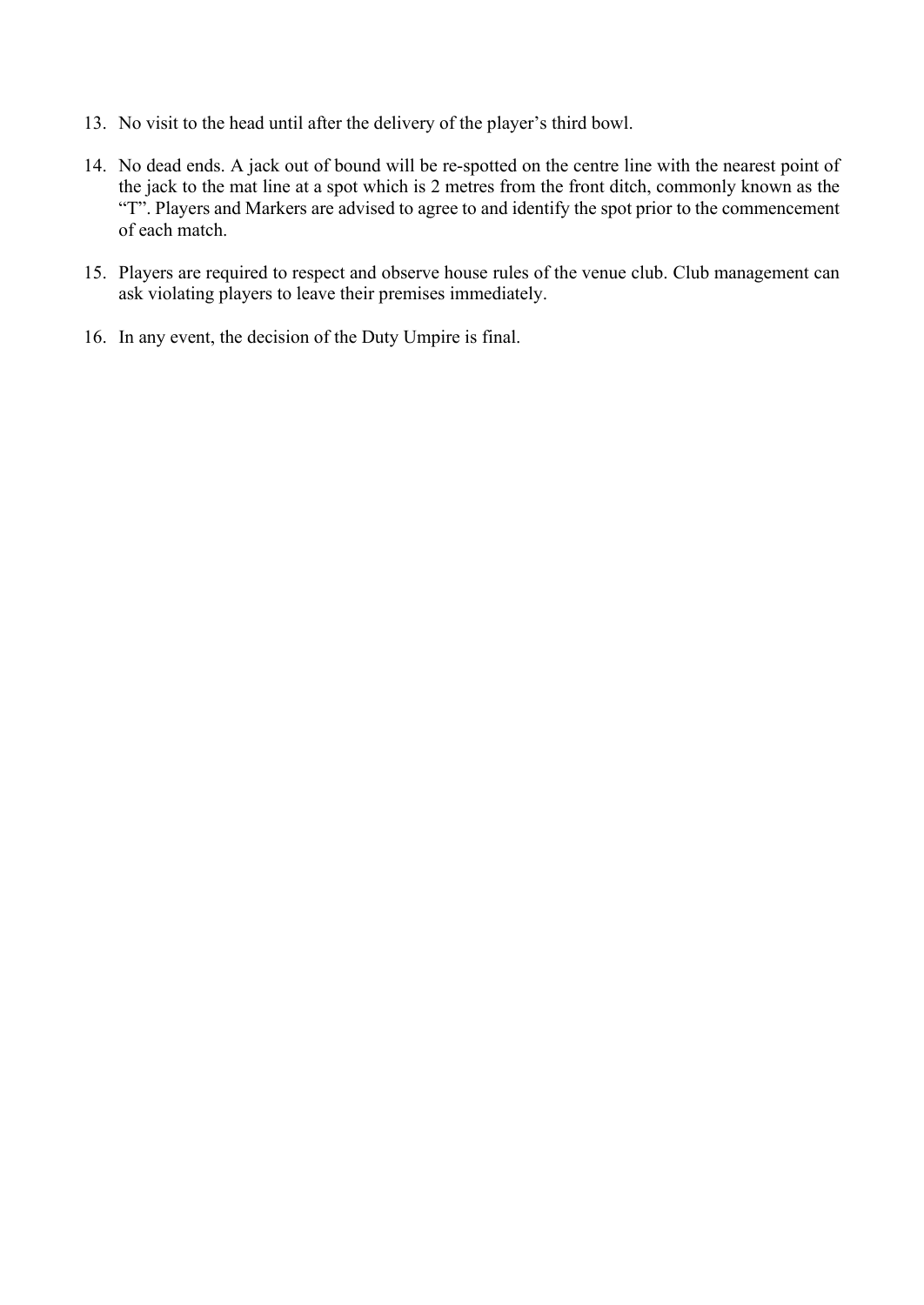13. No visit to the head until after the delivery of the player's third bowl.

14. No dead ends. A jack out of bound will be re-spotted on the centre line with the nearest point of the jack to the mat line at a spot which is 2 metres from the front ditch, commonly known as the "T". Players and Markers are advised to agree to and identify the spot prior to the commencement of each match.

15. Players are required to respect and observe house rules of the venue club. Club management can ask violating players to leave their premises immediately.

16. In any event, the decision of the Duty Umpire is final.